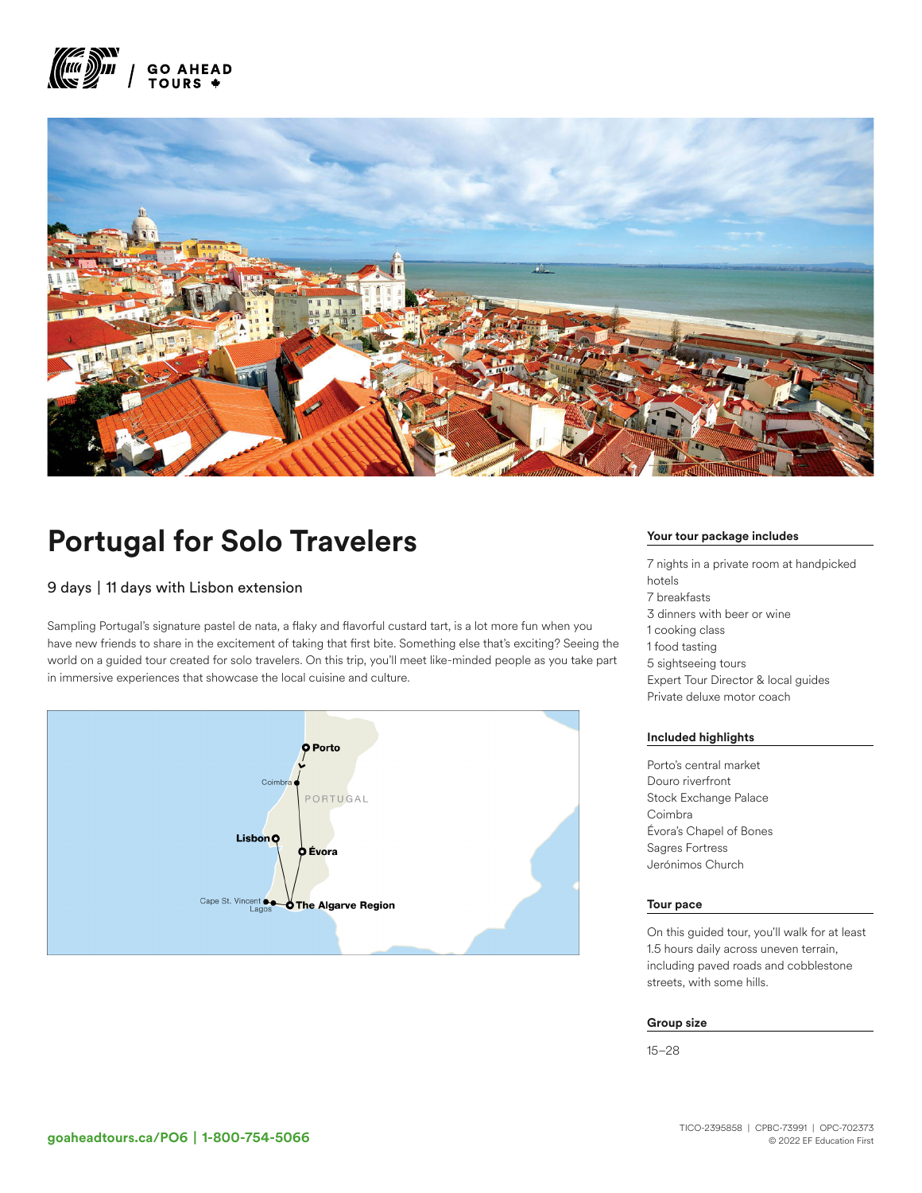# Portugal for Solo Travelers

9 days | 11 days with Lisbon extension

Sampling Portugal's signature pastel de nata, a flaky and flavorful custard tart, is a lot more fun when you have new friends to share in the excitement of taking that first bite. Something else that's exciting? Seeing the world on a guided tour created for solo travelers. On this trip, you'll meet like-minded people as you take part in immersive experiences that showcase the local cuisine and culture.

### Your tour package includes

7 nights in a private room at handpicked hotels
7 breakfasts
3 dinners with beer or wine
1 cooking class
1 food tasting
5 sightseeing tours
Expert Tour Director & local guides
Private deluxe motor coach

### Included highlights

Porto's central market
Douro riverfront
Stock Exchange Palace
Coimbra
Évora's Chapel of Bones
Sagres Fortress
Jerónimos Church

### Tour pace

On this guided tour, you'll walk for at least 1.5 hours daily across uneven terrain, including paved roads and cobblestone streets, with some hills.

### Group size

15–28

**goaheadtours.ca/PO6 | 1-800-754-5066**

TICO-2395858 | CPBC-73991 | OPC-702373
© 2022 EF Education First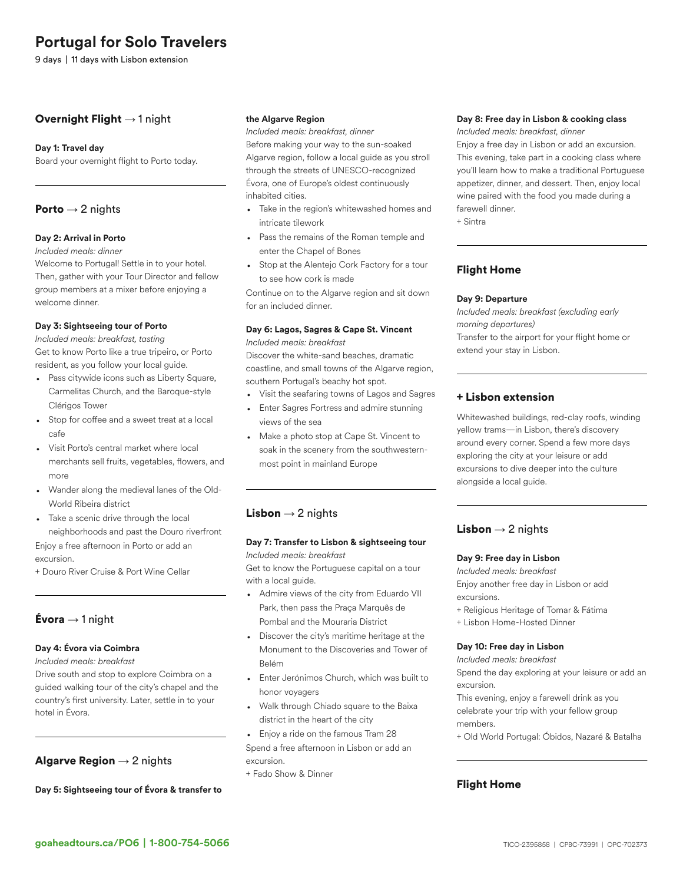# Portugal for Solo Travelers

9 days | 11 days with Lisbon extension

## Overnight Flight → 1 night

### Day 1: Travel day

Board your overnight flight to Porto today.

## Porto → 2 nights

### Day 2: Arrival in Porto

*Included meals: dinner*

Welcome to Portugal! Settle in to your hotel. Then, gather with your Tour Director and fellow group members at a mixer before enjoying a welcome dinner.

### Day 3: Sightseeing tour of Porto

*Included meals: breakfast, tasting*

Get to know Porto like a true tripeiro, or Porto resident, as you follow your local guide.

- Pass citywide icons such as Liberty Square, Carmelitas Church, and the Baroque-style Clérigos Tower
- Stop for coffee and a sweet treat at a local cafe
- Visit Porto's central market where local merchants sell fruits, vegetables, flowers, and more
- Wander along the medieval lanes of the Old-World Ribeira district
- Take a scenic drive through the local neighborhoods and past the Douro riverfront

Enjoy a free afternoon in Porto or add an excursion.

+ Douro River Cruise & Port Wine Cellar

## Évora → 1 night

### Day 4: Évora via Coimbra

*Included meals: breakfast*

Drive south and stop to explore Coimbra on a guided walking tour of the city's chapel and the country's first university. Later, settle in to your hotel in Évora.

## Algarve Region → 2 nights

### Day 5: Sightseeing tour of Évora & transfer to the Algarve Region

*Included meals: breakfast, dinner*

Before making your way to the sun-soaked Algarve region, follow a local guide as you stroll through the streets of UNESCO-recognized Évora, one of Europe's oldest continuously inhabited cities.

- Take in the region's whitewashed homes and intricate tilework
- Pass the remains of the Roman temple and enter the Chapel of Bones
- Stop at the Alentejo Cork Factory for a tour to see how cork is made

Continue on to the Algarve region and sit down for an included dinner.

### Day 6: Lagos, Sagres & Cape St. Vincent

*Included meals: breakfast*

Discover the white-sand beaches, dramatic coastline, and small towns of the Algarve region, southern Portugal's beachy hot spot.

- Visit the seafaring towns of Lagos and Sagres
- Enter Sagres Fortress and admire stunning views of the sea
- Make a photo stop at Cape St. Vincent to soak in the scenery from the southwestern-most point in mainland Europe

## Lisbon → 2 nights

### Day 7: Transfer to Lisbon & sightseeing tour

*Included meals: breakfast*

Get to know the Portuguese capital on a tour with a local guide.

- Admire views of the city from Eduardo VII Park, then pass the Praça Marquês de Pombal and the Mouraria District
- Discover the city's maritime heritage at the Monument to the Discoveries and Tower of Belém
- Enter Jerónimos Church, which was built to honor voyagers
- Walk through Chiado square to the Baixa district in the heart of the city
- Enjoy a ride on the famous Tram 28

Spend a free afternoon in Lisbon or add an excursion.

+ Fado Show & Dinner

### Day 8: Free day in Lisbon & cooking class

*Included meals: breakfast, dinner*

Enjoy a free day in Lisbon or add an excursion. This evening, take part in a cooking class where you'll learn how to make a traditional Portuguese appetizer, dinner, and dessert. Then, enjoy local wine paired with the food you made during a farewell dinner.

+ Sintra

## Flight Home

### Day 9: Departure

*Included meals: breakfast (excluding early morning departures)*

Transfer to the airport for your flight home or extend your stay in Lisbon.

## + Lisbon extension

Whitewashed buildings, red-clay roofs, winding yellow trams—in Lisbon, there's discovery around every corner. Spend a few more days exploring the city at your leisure or add excursions to dive deeper into the culture alongside a local guide.

## Lisbon → 2 nights

### Day 9: Free day in Lisbon

*Included meals: breakfast*

Enjoy another free day in Lisbon or add excursions.

+ Religious Heritage of Tomar & Fátima
+ Lisbon Home-Hosted Dinner

### Day 10: Free day in Lisbon

*Included meals: breakfast*

Spend the day exploring at your leisure or add an excursion.

This evening, enjoy a farewell drink as you celebrate your trip with your fellow group members.

+ Old World Portugal: Óbidos, Nazaré & Batalha

## Flight Home

**goaheadtours.ca/PO6 | 1-800-754-5066**

TICO-2395858 | CPBC-73991 | OPC-702373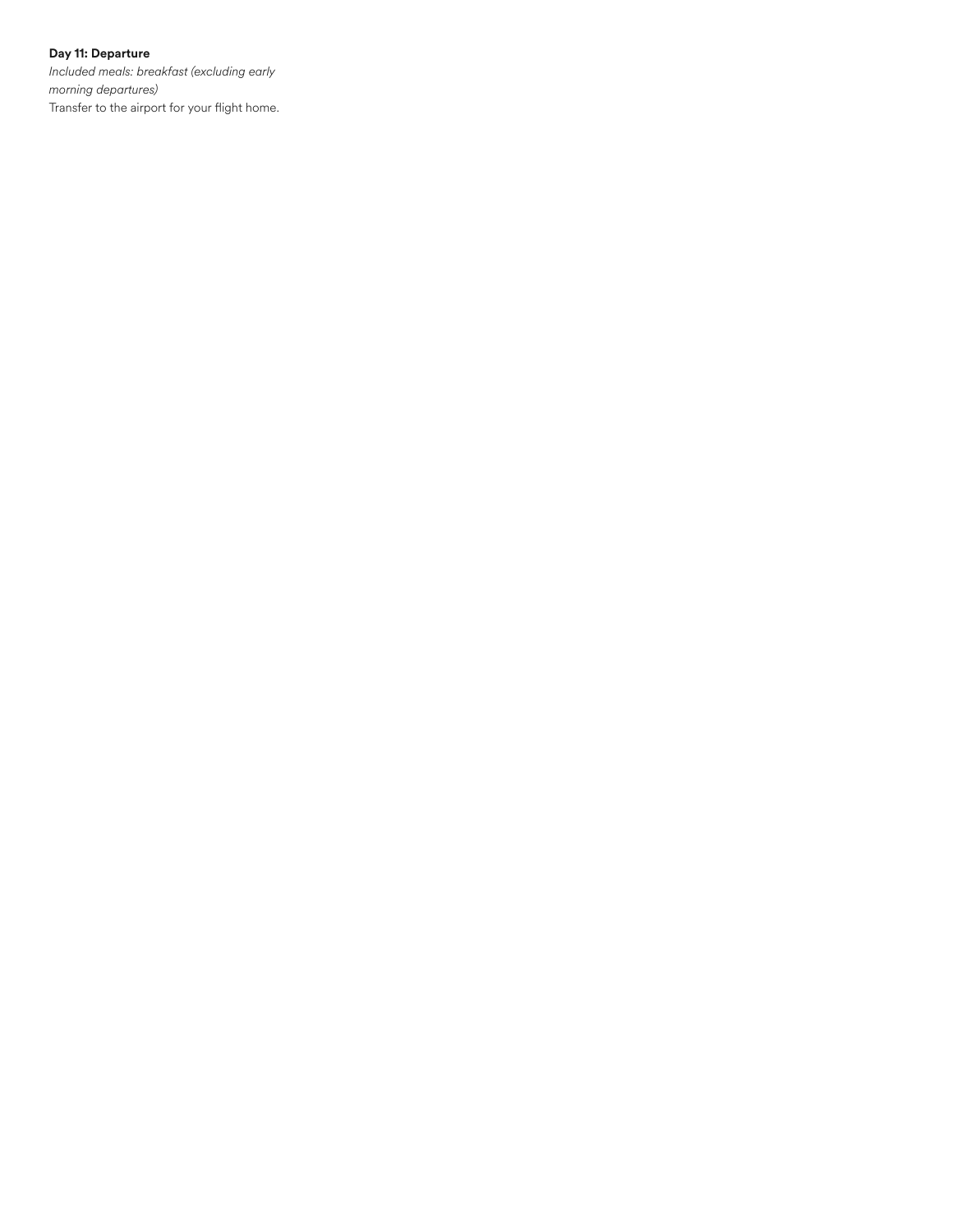**Day 11: Departure**

*Included meals: breakfast (excluding early morning departures)*

Transfer to the airport for your flight home.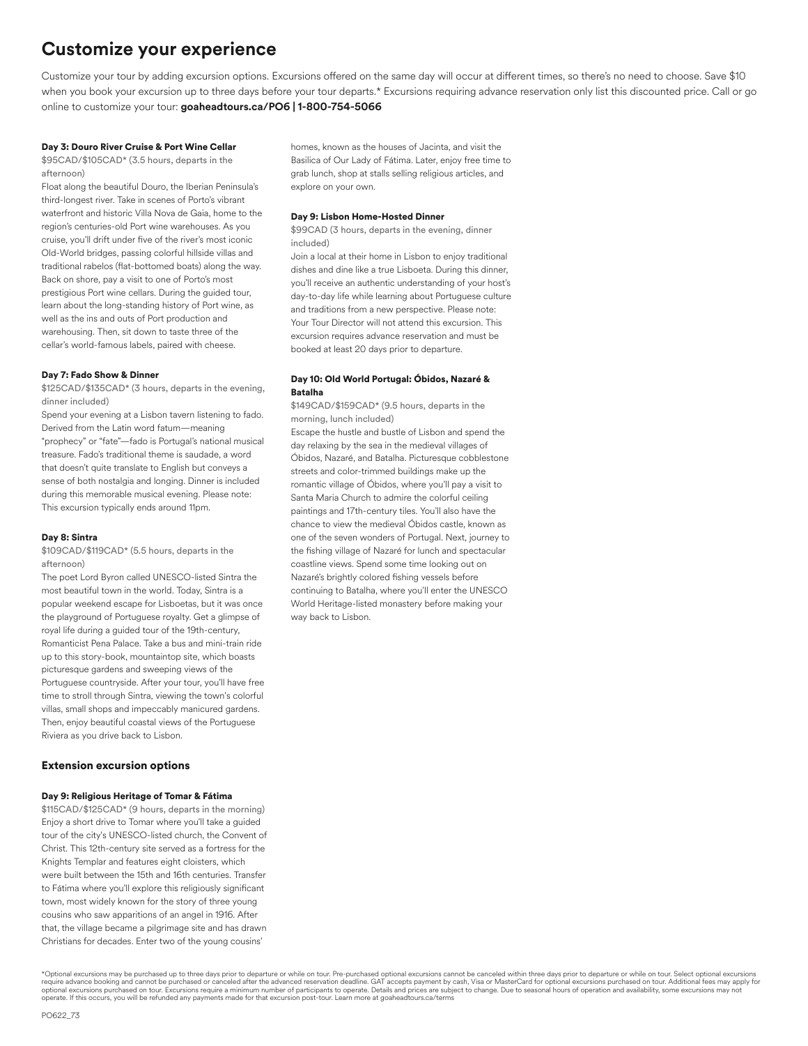# Customize your experience

Customize your tour by adding excursion options. Excursions offered on the same day will occur at different times, so there's no need to choose. Save $10 when you book your excursion up to three days before your tour departs.* Excursions requiring advance reservation only list this discounted price. Call or go online to customize your tour: **goaheadtours.ca/PO6 | 1-800-754-5066**

#### Day 3: Douro River Cruise & Port Wine Cellar

$95CAD/$105CAD* (3.5 hours, departs in the afternoon)

Float along the beautiful Douro, the Iberian Peninsula's third-longest river. Take in scenes of Porto's vibrant waterfront and historic Villa Nova de Gaia, home to the region's centuries-old Port wine warehouses. As you cruise, you'll drift under five of the river's most iconic Old-World bridges, passing colorful hillside villas and traditional rabelos (flat-bottomed boats) along the way. Back on shore, pay a visit to one of Porto's most prestigious Port wine cellars. During the guided tour, learn about the long-standing history of Port wine, as well as the ins and outs of Port production and warehousing. Then, sit down to taste three of the cellar's world-famous labels, paired with cheese.

#### Day 7: Fado Show & Dinner

$125CAD/$135CAD* (3 hours, departs in the evening, dinner included)

Spend your evening at a Lisbon tavern listening to fado. Derived from the Latin word fatum—meaning "prophecy" or "fate"—fado is Portugal's national musical treasure. Fado's traditional theme is saudade, a word that doesn't quite translate to English but conveys a sense of both nostalgia and longing. Dinner is included during this memorable musical evening. Please note: This excursion typically ends around 11pm.

#### Day 8: Sintra

$109CAD/$119CAD* (5.5 hours, departs in the afternoon)

The poet Lord Byron called UNESCO-listed Sintra the most beautiful town in the world. Today, Sintra is a popular weekend escape for Lisboetas, but it was once the playground of Portuguese royalty. Get a glimpse of royal life during a guided tour of the 19th-century, Romanticist Pena Palace. Take a bus and mini-train ride up to this story-book, mountaintop site, which boasts picturesque gardens and sweeping views of the Portuguese countryside. After your tour, you'll have free time to stroll through Sintra, viewing the town's colorful villas, small shops and impeccably manicured gardens. Then, enjoy beautiful coastal views of the Portuguese Riviera as you drive back to Lisbon.

### Extension excursion options

#### Day 9: Religious Heritage of Tomar & Fátima

$115CAD/$125CAD* (9 hours, departs in the morning)

Enjoy a short drive to Tomar where you'll take a guided tour of the city's UNESCO-listed church, the Convent of Christ. This 12th-century site served as a fortress for the Knights Templar and features eight cloisters, which were built between the 15th and 16th centuries. Transfer to Fátima where you'll explore this religiously significant town, most widely known for the story of three young cousins who saw apparitions of an angel in 1916. After that, the village became a pilgrimage site and has drawn Christians for decades. Enter two of the young cousins' homes, known as the houses of Jacinta, and visit the Basilica of Our Lady of Fátima. Later, enjoy free time to grab lunch, shop at stalls selling religious articles, and explore on your own.

#### Day 9: Lisbon Home-Hosted Dinner

$99CAD (3 hours, departs in the evening, dinner included)

Join a local at their home in Lisbon to enjoy traditional dishes and dine like a true Lisboeta. During this dinner, you'll receive an authentic understanding of your host's day-to-day life while learning about Portuguese culture and traditions from a new perspective. Please note: Your Tour Director will not attend this excursion. This excursion requires advance reservation and must be booked at least 20 days prior to departure.

#### Day 10: Old World Portugal: Óbidos, Nazaré & Batalha

$149CAD/$159CAD* (9.5 hours, departs in the morning, lunch included)

Escape the hustle and bustle of Lisbon and spend the day relaxing by the sea in the medieval villages of Óbidos, Nazaré, and Batalha. Picturesque cobblestone streets and color-trimmed buildings make up the romantic village of Óbidos, where you'll pay a visit to Santa Maria Church to admire the colorful ceiling paintings and 17th-century tiles. You'll also have the chance to view the medieval Óbidos castle, known as one of the seven wonders of Portugal. Next, journey to the fishing village of Nazaré for lunch and spectacular coastline views. Spend some time looking out on Nazaré's brightly colored fishing vessels before continuing to Batalha, where you'll enter the UNESCO World Heritage-listed monastery before making your way back to Lisbon.

*Optional excursions may be purchased up to three days prior to departure or while on tour. Pre-purchased optional excursions cannot be canceled within three days prior to departure or while on tour. Select optional excursions require advance booking and cannot be purchased or canceled after the advanced reservation deadline. GAT accepts payment by cash, Visa or MasterCard for optional excursions purchased on tour. Additional fees may apply for optional excursions purchased on tour. Excursions require a minimum number of participants to operate. Details and prices are subject to change. Due to seasonal hours of operation and availability, some excursions may not operate. If this occurs, you will be refunded any payments made for that excursion post-tour. Learn more at goaheadtours.ca/terms

PO622_73